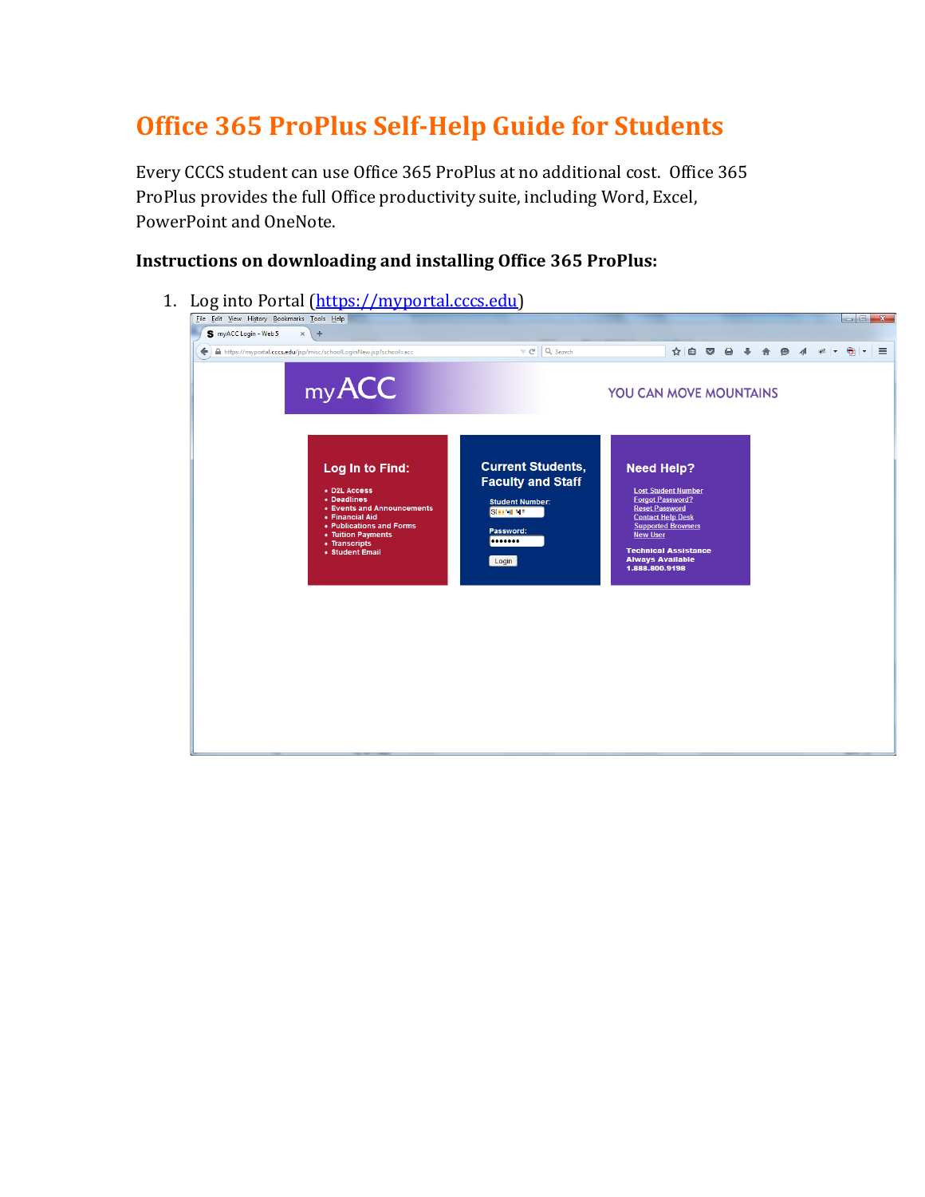# Office 365 ProPlus Self-Help Guide for Students

Every CCCS student can use Office 365 ProPlus at no additional cost. Office 365 ProPlus provides the full Office productivity suite, including Word, Excel, PowerPoint and OneNote.

**Instructions on downloading and installing Office 365 ProPlus:**

1. Log into Portal ([https://myportal.cccs.edu](https://myportal.cccs.edu))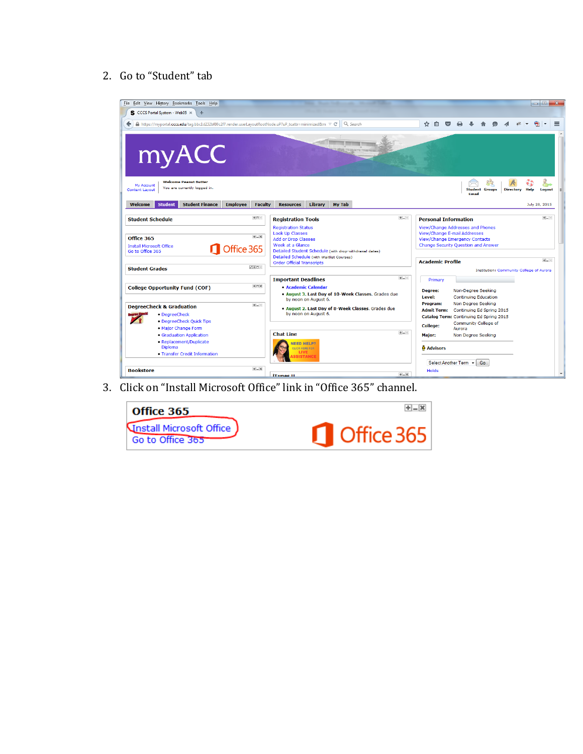2. Go to “Student” tab

3. Click on “Install Microsoft Office” link in “Office 365” channel.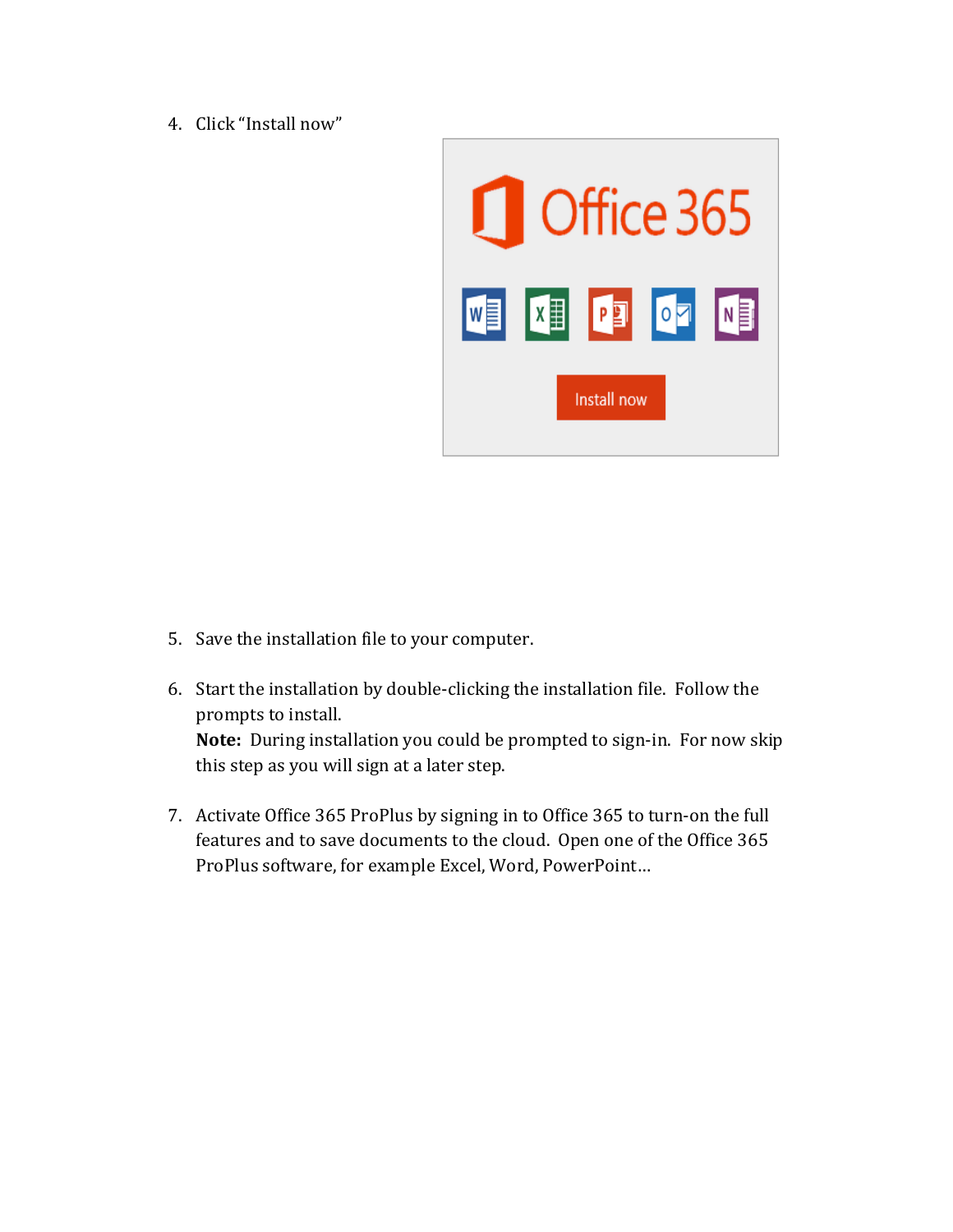4. Click "Install now"

5. Save the installation file to your computer.

6. Start the installation by double-clicking the installation file. Follow the prompts to install.
   **Note:** During installation you could be prompted to sign-in. For now skip this step as you will sign at a later step.

7. Activate Office 365 ProPlus by signing in to Office 365 to turn-on the full features and to save documents to the cloud. Open one of the Office 365 ProPlus software, for example Excel, Word, PowerPoint…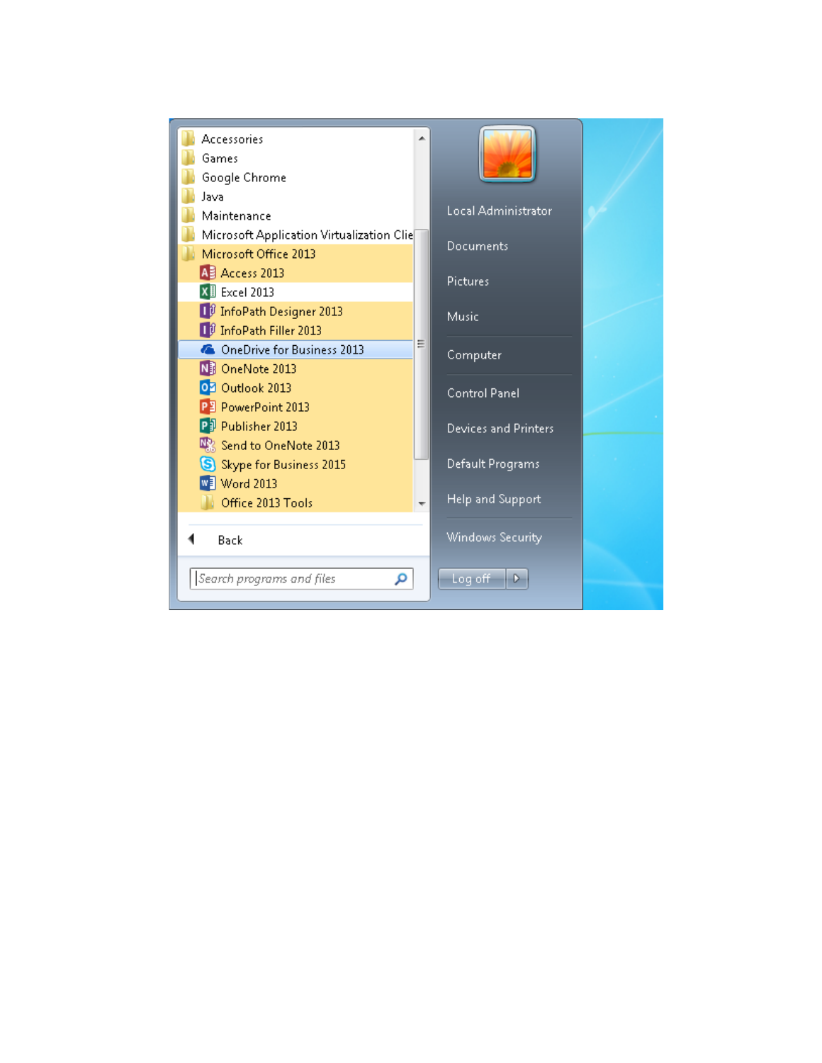- Accessories
- Games
- Google Chrome
- Java
- Maintenance
- Microsoft Application Virtualization Clie
- Microsoft Office 2013
  - Access 2013
  - Excel 2013
  - InfoPath Designer 2013
  - InfoPath Filler 2013
  - OneDrive for Business 2013
  - OneNote 2013
  - Outlook 2013
  - PowerPoint 2013
  - Publisher 2013
  - Send to OneNote 2013
  - Skype for Business 2015
  - Word 2013
  - Office 2013 Tools

Back

Search programs and files

- Local Administrator
- Documents
- Pictures
- Music
- Computer
- Control Panel
- Devices and Printers
- Default Programs
- Help and Support
- Windows Security

Log off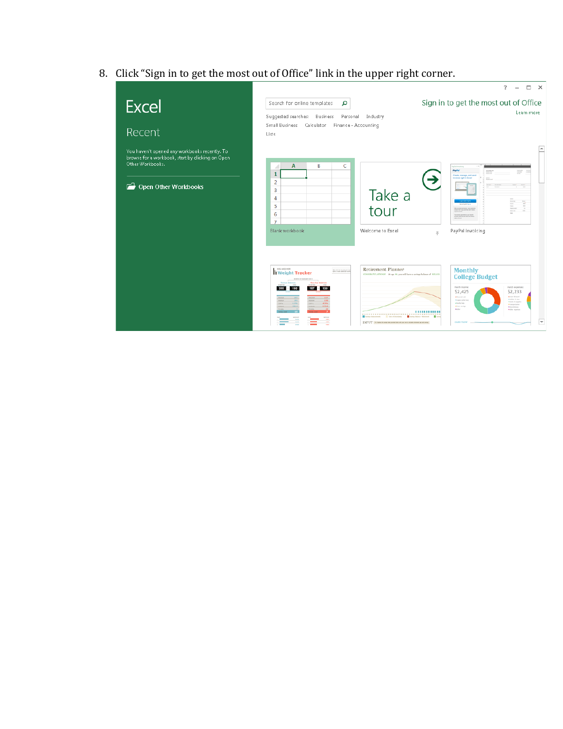8. Click "Sign in to get the most out of Office" link in the upper right corner.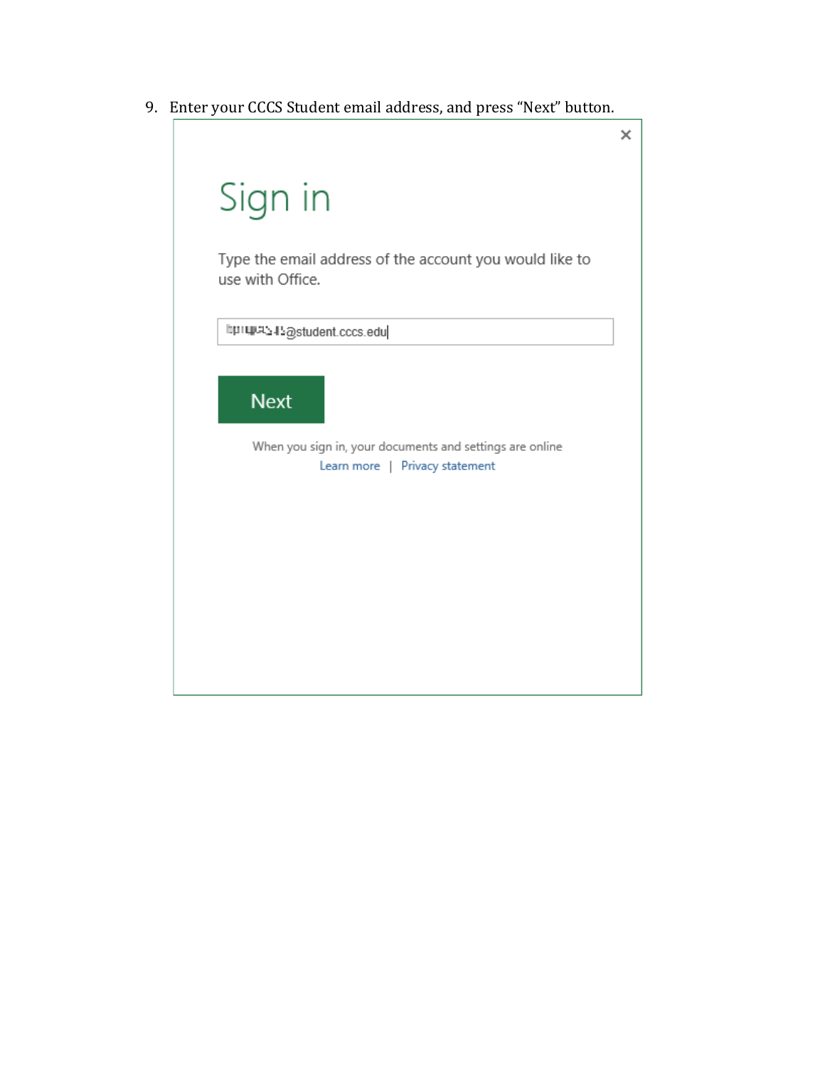9. Enter your CCCS Student email address, and press "Next" button.

Sign in

Type the email address of the account you would like to use with Office.

@student.cccs.edu

Next

When you sign in, your documents and settings are online

Learn more | Privacy statement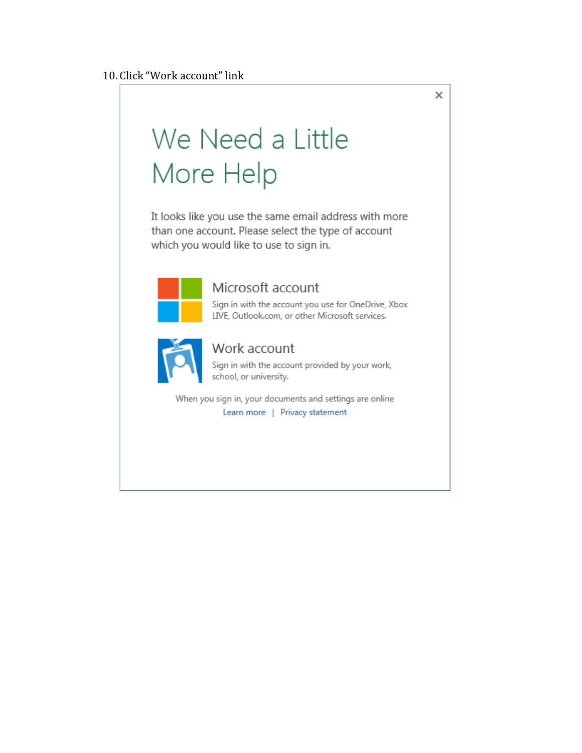10. Click "Work account" link

×

# We Need a Little More Help

It looks like you use the same email address with more than one account. Please select the type of account which you would like to use to sign in.

**Microsoft account**
Sign in with the account you use for OneDrive, Xbox LIVE, Outlook.com, or other Microsoft services.

**Work account**
Sign in with the account provided by your work, school, or university.

When you sign in, your documents and settings are online

Learn more | Privacy statement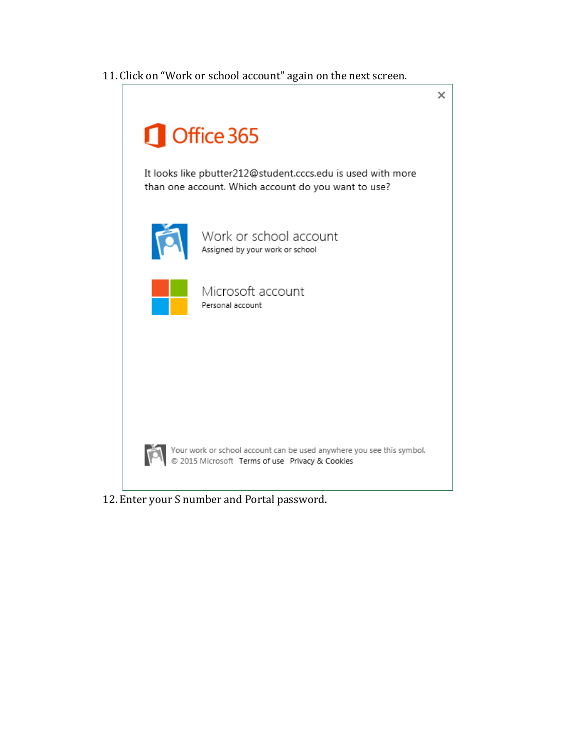11. Click on "Work or school account" again on the next screen.

Office 365

It looks like pbutter212@student.cccs.edu is used with more than one account. Which account do you want to use?

Work or school account
Assigned by your work or school

Microsoft account
Personal account

Your work or school account can be used anywhere you see this symbol.
© 2015 Microsoft Terms of use Privacy & Cookies

12. Enter your S number and Portal password.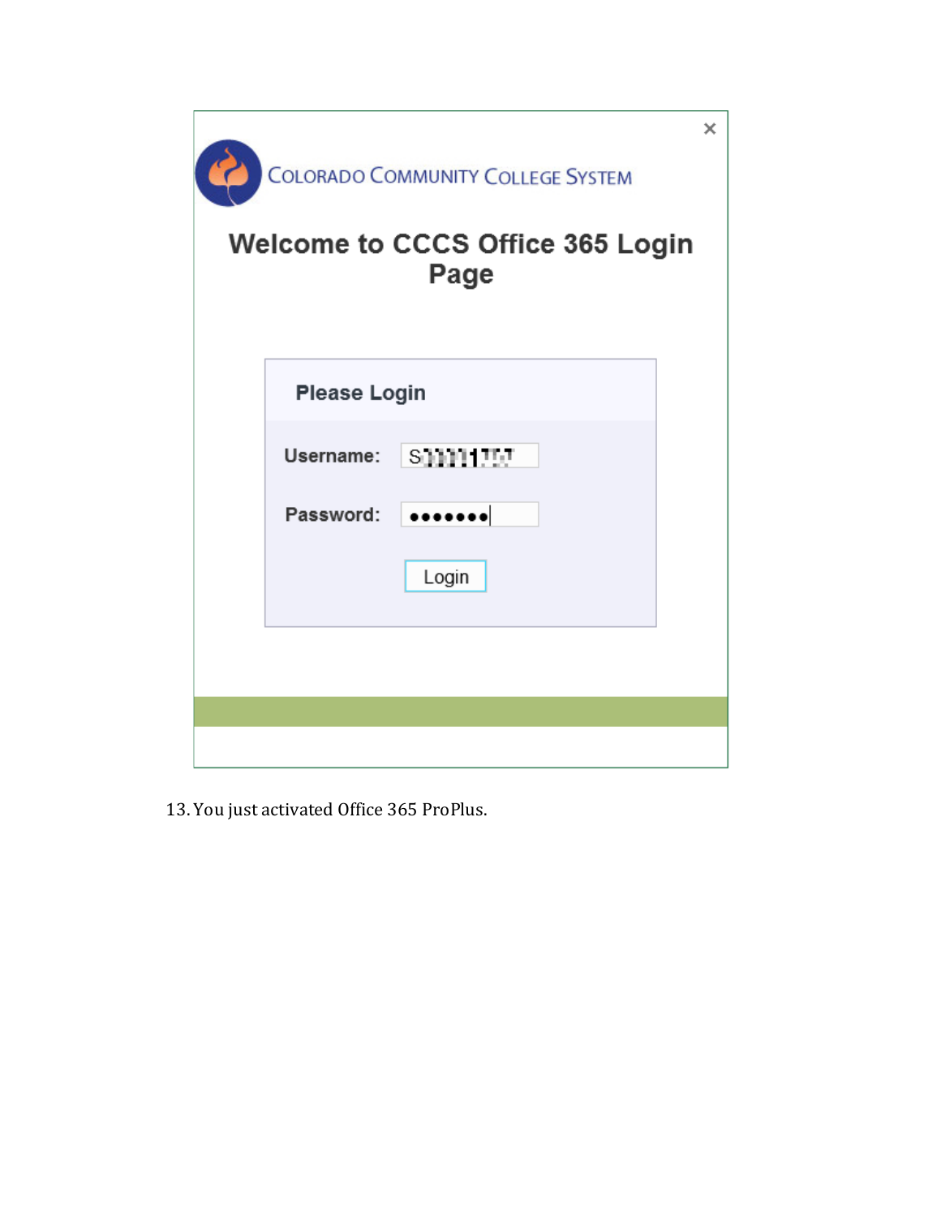COLORADO COMMUNITY COLLEGE SYSTEM

Welcome to CCCS Office 365 Login Page

Please Login

Username: S

Password: •••••••

Login

13. You just activated Office 365 ProPlus.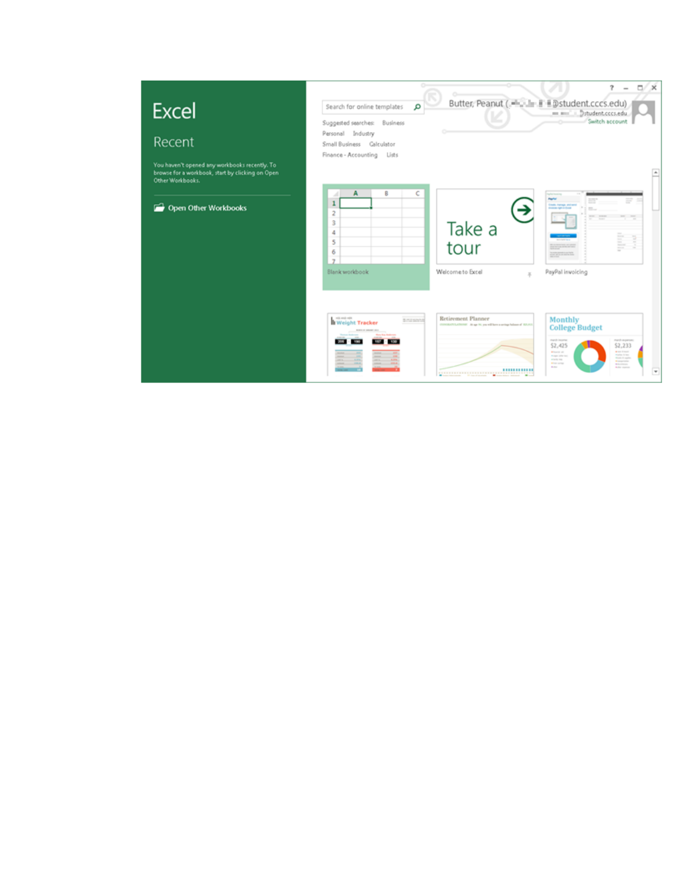Excel

Recent

You haven't opened any workbooks recently. To browse for a workbook, start by clicking on Open Other Workbooks.

Open Other Workbooks

Search for online templates

Suggested searches: Business

Personal Industry

Small Business Calculator

Finance - Accounting Lists

Butter, Peanut (@student.cccs.edu)

student.cccs.edu

Switch account

Blank workbook

Take a tour

Welcome to Excel

PayPal invoicing

Weight Tracker

Retirement Planner

Monthly College Budget

$2,425

$2,233